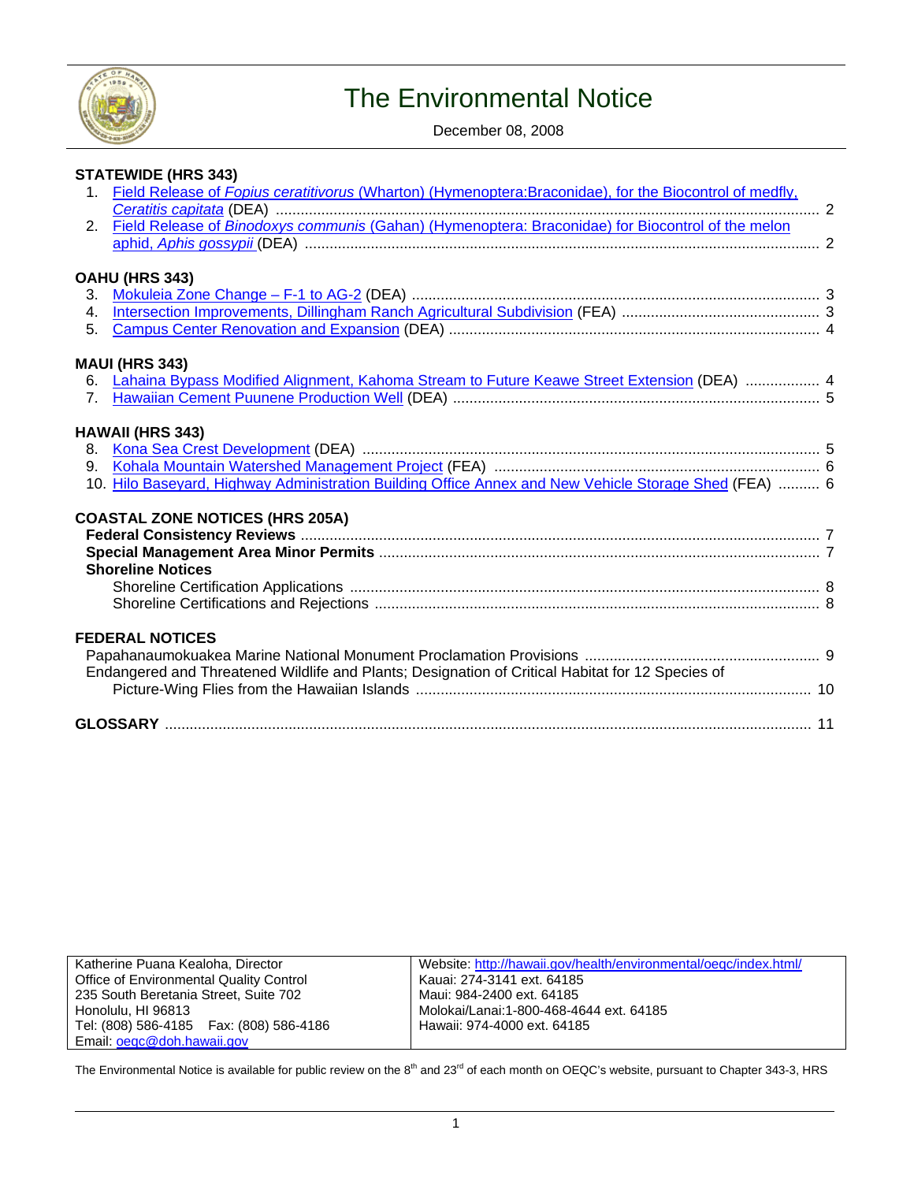# The Environmental Notice

December 08, 2008

## STATEWIDE (HRS 343)

1. Field Release of *Fopius ceratitivorus* (Wharton) (Hymenoptera:Braconidae), for the Biocontrol of medfly, *Ceratitis capitata* (DEA) ....... 2
2. Field Release of *Binodoxys communis* (Gahan) (Hymenoptera: Braconidae) for Biocontrol of the melon aphid, *Aphis gossypii* (DEA) ....... 2

## OAHU (HRS 343)

3. Mokuleia Zone Change – F-1 to AG-2 (DEA) ....... 3
4. Intersection Improvements, Dillingham Ranch Agricultural Subdivision (FEA) ....... 3
5. Campus Center Renovation and Expansion (DEA) ....... 4

## MAUI (HRS 343)

6. Lahaina Bypass Modified Alignment, Kahoma Stream to Future Keawe Street Extension (DEA) ....... 4
7. Hawaiian Cement Puunene Production Well (DEA) ....... 5

## HAWAII (HRS 343)

8. Kona Sea Crest Development (DEA) ....... 5
9. Kohala Mountain Watershed Management Project (FEA) ....... 6
10. Hilo Baseyard, Highway Administration Building Office Annex and New Vehicle Storage Shed (FEA) ....... 6

## COASTAL ZONE NOTICES (HRS 205A)

**Federal Consistency Reviews** ....... 7
**Special Management Area Minor Permits** ....... 7
**Shoreline Notices**
- Shoreline Certification Applications ....... 8
- Shoreline Certifications and Rejections ....... 8

## FEDERAL NOTICES

Papahanaumokuakea Marine National Monument Proclamation Provisions ....... 9
Endangered and Threatened Wildlife and Plants; Designation of Critical Habitat for 12 Species of Picture-Wing Flies from the Hawaiian Islands ....... 10

## GLOSSARY ....... 11

| Katherine Puana Kealoha, Director<br>Office of Environmental Quality Control<br>235 South Beretania Street, Suite 702<br>Honolulu, HI 96813<br>Tel: (808) 586-4185 Fax: (808) 586-4186<br>Email: oeqc@doh.hawaii.gov | Website: http://hawaii.gov/health/environmental/oeqc/index.html/<br>Kauai: 274-3141 ext. 64185<br>Maui: 984-2400 ext. 64185<br>Molokai/Lanai:1-800-468-4644 ext. 64185<br>Hawaii: 974-4000 ext. 64185 |
|---|---|

The Environmental Notice is available for public review on the 8th and 23rd of each month on OEQC's website, pursuant to Chapter 343-3, HRS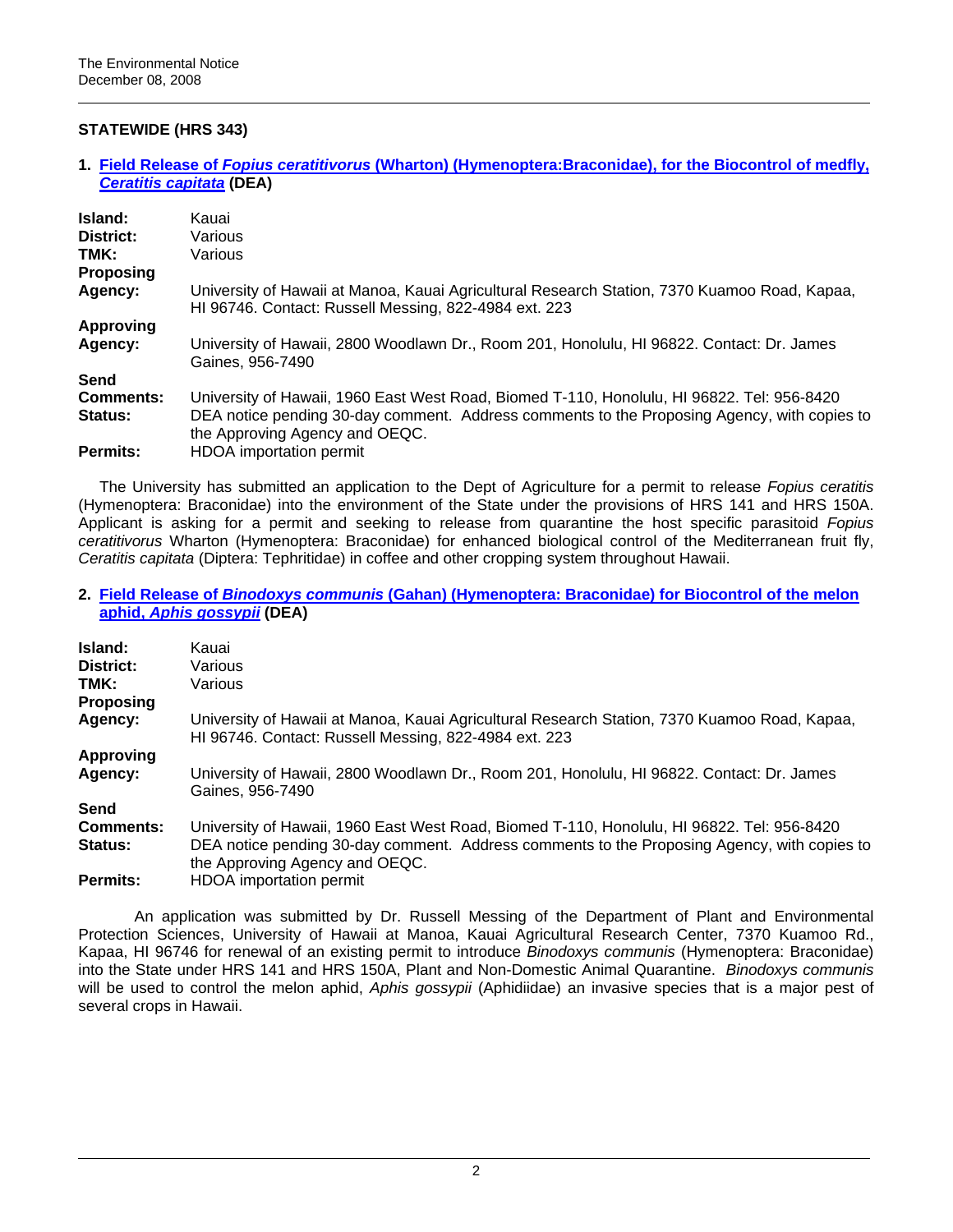## STATEWIDE (HRS 343)

### 1. [Field Release of *Fopius ceratitivorus* (Wharton) (Hymenoptera:Braconidae), for the Biocontrol of medfly, *Ceratitis capitata*] (DEA)

| | |
|---|---|
| **Island:** | Kauai |
| **District:** | Various |
| **TMK:** | Various |
| **Proposing Agency:** | University of Hawaii at Manoa, Kauai Agricultural Research Station, 7370 Kuamoo Road, Kapaa, HI 96746. Contact: Russell Messing, 822-4984 ext. 223 |
| **Approving Agency:** | University of Hawaii, 2800 Woodlawn Dr., Room 201, Honolulu, HI 96822. Contact: Dr. James Gaines, 956-7490 |
| **Send Comments:** | University of Hawaii, 1960 East West Road, Biomed T-110, Honolulu, HI 96822. Tel: 956-8420 |
| **Status:** | DEA notice pending 30-day comment. Address comments to the Proposing Agency, with copies to the Approving Agency and OEQC. |
| **Permits:** | HDOA importation permit |

The University has submitted an application to the Dept of Agriculture for a permit to release *Fopius ceratitis* (Hymenoptera: Braconidae) into the environment of the State under the provisions of HRS 141 and HRS 150A. Applicant is asking for a permit and seeking to release from quarantine the host specific parasitoid *Fopius ceratitivorus* Wharton (Hymenoptera: Braconidae) for enhanced biological control of the Mediterranean fruit fly, *Ceratitis capitata* (Diptera: Tephritidae) in coffee and other cropping system throughout Hawaii.

### 2. [Field Release of *Binodoxys communis* (Gahan) (Hymenoptera: Braconidae) for Biocontrol of the melon aphid, *Aphis gossypii*] (DEA)

| | |
|---|---|
| **Island:** | Kauai |
| **District:** | Various |
| **TMK:** | Various |
| **Proposing Agency:** | University of Hawaii at Manoa, Kauai Agricultural Research Station, 7370 Kuamoo Road, Kapaa, HI 96746. Contact: Russell Messing, 822-4984 ext. 223 |
| **Approving Agency:** | University of Hawaii, 2800 Woodlawn Dr., Room 201, Honolulu, HI 96822. Contact: Dr. James Gaines, 956-7490 |
| **Send Comments:** | University of Hawaii, 1960 East West Road, Biomed T-110, Honolulu, HI 96822. Tel: 956-8420 |
| **Status:** | DEA notice pending 30-day comment. Address comments to the Proposing Agency, with copies to the Approving Agency and OEQC. |
| **Permits:** | HDOA importation permit |

An application was submitted by Dr. Russell Messing of the Department of Plant and Environmental Protection Sciences, University of Hawaii at Manoa, Kauai Agricultural Research Center, 7370 Kuamoo Rd., Kapaa, HI 96746 for renewal of an existing permit to introduce *Binodoxys communis* (Hymenoptera: Braconidae) into the State under HRS 141 and HRS 150A, Plant and Non-Domestic Animal Quarantine. *Binodoxys communis* will be used to control the melon aphid, *Aphis gossypii* (Aphidiidae) an invasive species that is a major pest of several crops in Hawaii.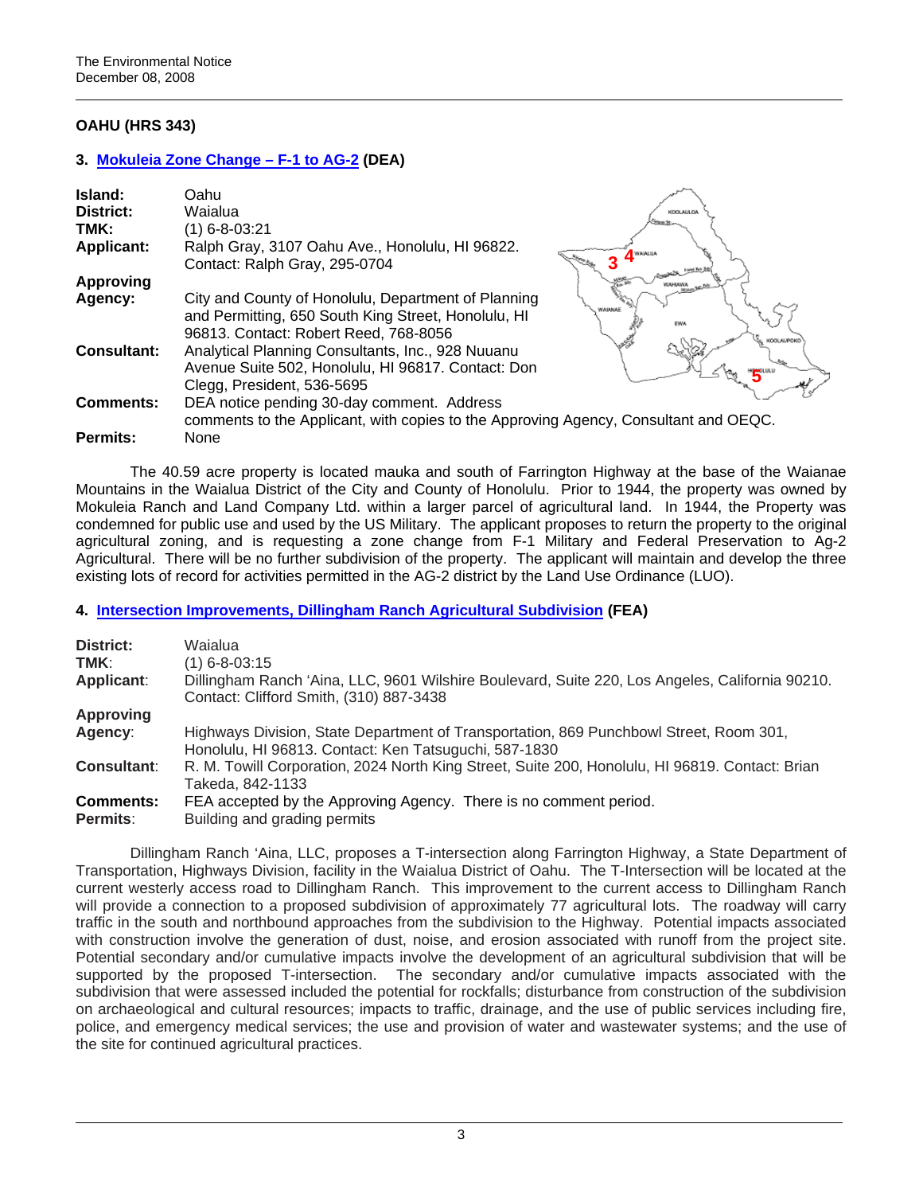## OAHU (HRS 343)

### 3. Mokuleia Zone Change – F-1 to AG-2 (DEA)

**Island:** Oahu
**District:** Waialua
**TMK:** (1) 6-8-03:21
**Applicant:** Ralph Gray, 3107 Oahu Ave., Honolulu, HI 96822. Contact: Ralph Gray, 295-0704
**Approving Agency:** City and County of Honolulu, Department of Planning and Permitting, 650 South King Street, Honolulu, HI 96813. Contact: Robert Reed, 768-8056
**Consultant:** Analytical Planning Consultants, Inc., 928 Nuuanu Avenue Suite 502, Honolulu, HI 96817. Contact: Don Clegg, President, 536-5695
**Comments:** DEA notice pending 30-day comment. Address comments to the Applicant, with copies to the Approving Agency, Consultant and OEQC.
**Permits:** None

The 40.59 acre property is located mauka and south of Farrington Highway at the base of the Waianae Mountains in the Waialua District of the City and County of Honolulu. Prior to 1944, the property was owned by Mokuleia Ranch and Land Company Ltd. within a larger parcel of agricultural land. In 1944, the Property was condemned for public use and used by the US Military. The applicant proposes to return the property to the original agricultural zoning, and is requesting a zone change from F-1 Military and Federal Preservation to Ag-2 Agricultural. There will be no further subdivision of the property. The applicant will maintain and develop the three existing lots of record for activities permitted in the AG-2 district by the Land Use Ordinance (LUO).

### 4. Intersection Improvements, Dillingham Ranch Agricultural Subdivision (FEA)

**District:** Waialua
**TMK:** (1) 6-8-03:15
**Applicant:** Dillingham Ranch 'Aina, LLC, 9601 Wilshire Boulevard, Suite 220, Los Angeles, California 90210. Contact: Clifford Smith, (310) 887-3438
**Approving Agency:** Highways Division, State Department of Transportation, 869 Punchbowl Street, Room 301, Honolulu, HI 96813. Contact: Ken Tatsuguchi, 587-1830
**Consultant:** R. M. Towill Corporation, 2024 North King Street, Suite 200, Honolulu, HI 96819. Contact: Brian Takeda, 842-1133
**Comments:** FEA accepted by the Approving Agency. There is no comment period.
**Permits:** Building and grading permits

Dillingham Ranch 'Aina, LLC, proposes a T-intersection along Farrington Highway, a State Department of Transportation, Highways Division, facility in the Waialua District of Oahu. The T-Intersection will be located at the current westerly access road to Dillingham Ranch. This improvement to the current access to Dillingham Ranch will provide a connection to a proposed subdivision of approximately 77 agricultural lots. The roadway will carry traffic in the south and northbound approaches from the subdivision to the Highway. Potential impacts associated with construction involve the generation of dust, noise, and erosion associated with runoff from the project site. Potential secondary and/or cumulative impacts involve the development of an agricultural subdivision that will be supported by the proposed T-intersection. The secondary and/or cumulative impacts associated with the subdivision that were assessed included the potential for rockfalls; disturbance from construction of the subdivision on archaeological and cultural resources; impacts to traffic, drainage, and the use of public services including fire, police, and emergency medical services; the use and provision of water and wastewater systems; and the use of the site for continued agricultural practices.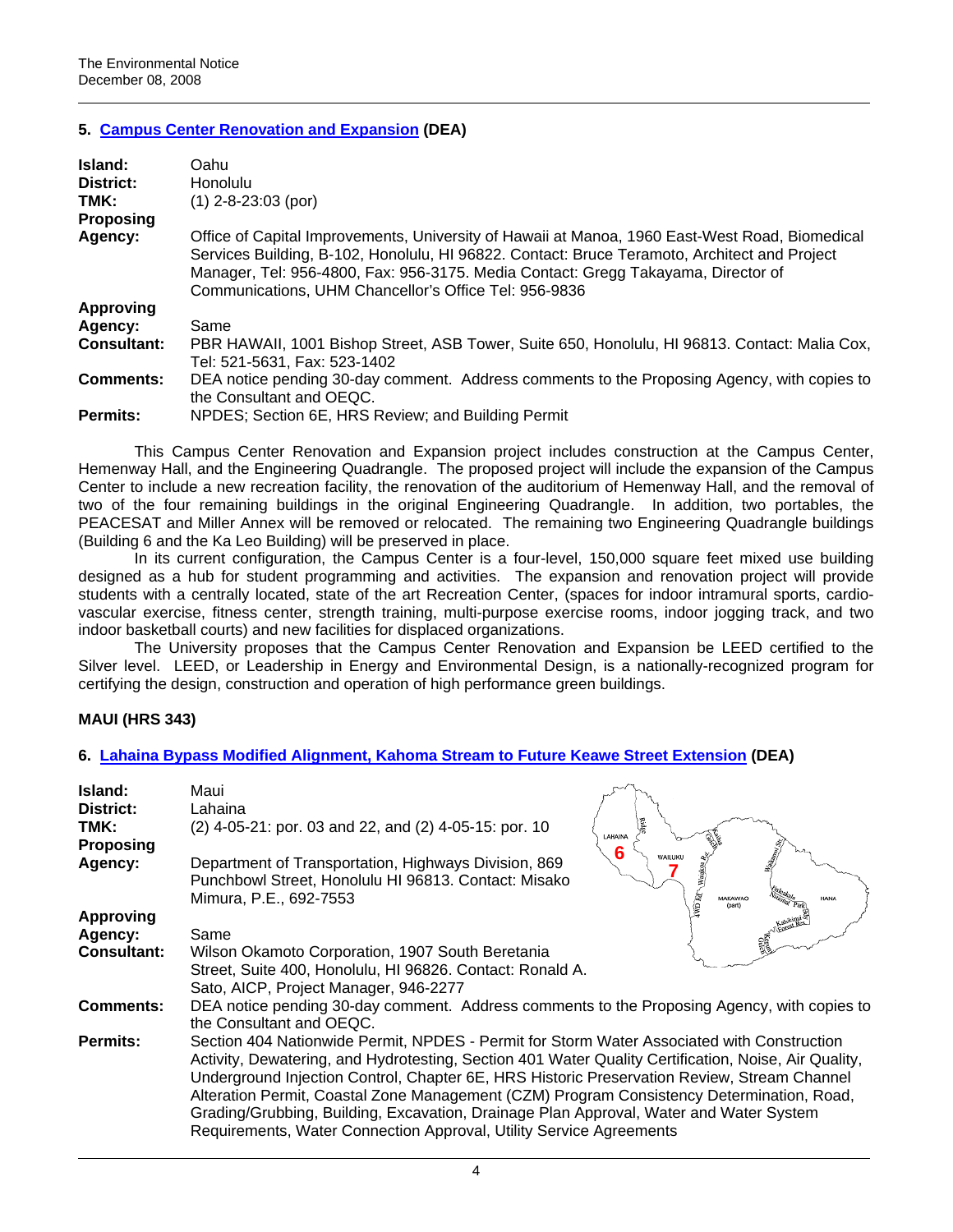## 5. Campus Center Renovation and Expansion (DEA)

| | |
|---|---|
| **Island:** | Oahu |
| **District:** | Honolulu |
| **TMK:** | (1) 2-8-23:03 (por) |
| **Proposing Agency:** | Office of Capital Improvements, University of Hawaii at Manoa, 1960 East-West Road, Biomedical Services Building, B-102, Honolulu, HI 96822. Contact: Bruce Teramoto, Architect and Project Manager, Tel: 956-4800, Fax: 956-3175. Media Contact: Gregg Takayama, Director of Communications, UHM Chancellor's Office Tel: 956-9836 |
| **Approving Agency:** | Same |
| **Consultant:** | PBR HAWAII, 1001 Bishop Street, ASB Tower, Suite 650, Honolulu, HI 96813. Contact: Malia Cox, Tel: 521-5631, Fax: 523-1402 |
| **Comments:** | DEA notice pending 30-day comment. Address comments to the Proposing Agency, with copies to the Consultant and OEQC. |
| **Permits:** | NPDES; Section 6E, HRS Review; and Building Permit |

This Campus Center Renovation and Expansion project includes construction at the Campus Center, Hemenway Hall, and the Engineering Quadrangle. The proposed project will include the expansion of the Campus Center to include a new recreation facility, the renovation of the auditorium of Hemenway Hall, and the removal of two of the four remaining buildings in the original Engineering Quadrangle. In addition, two portables, the PEACESAT and Miller Annex will be removed or relocated. The remaining two Engineering Quadrangle buildings (Building 6 and the Ka Leo Building) will be preserved in place.

In its current configuration, the Campus Center is a four-level, 150,000 square feet mixed use building designed as a hub for student programming and activities. The expansion and renovation project will provide students with a centrally located, state of the art Recreation Center, (spaces for indoor intramural sports, cardio-vascular exercise, fitness center, strength training, multi-purpose exercise rooms, indoor jogging track, and two indoor basketball courts) and new facilities for displaced organizations.

The University proposes that the Campus Center Renovation and Expansion be LEED certified to the Silver level. LEED, or Leadership in Energy and Environmental Design, is a nationally-recognized program for certifying the design, construction and operation of high performance green buildings.

## MAUI (HRS 343)

## 6. Lahaina Bypass Modified Alignment, Kahoma Stream to Future Keawe Street Extension (DEA)

| | |
|---|---|
| **Island:** | Maui |
| **District:** | Lahaina |
| **TMK:** | (2) 4-05-21: por. 03 and 22, and (2) 4-05-15: por. 10 |
| **Proposing Agency:** | Department of Transportation, Highways Division, 869 Punchbowl Street, Honolulu HI 96813. Contact: Misako Mimura, P.E., 692-7553 |
| **Approving Agency:** | Same |
| **Consultant:** | Wilson Okamoto Corporation, 1907 South Beretania Street, Suite 400, Honolulu, HI 96826. Contact: Ronald A. Sato, AICP, Project Manager, 946-2277 |
| **Comments:** | DEA notice pending 30-day comment. Address comments to the Proposing Agency, with copies to the Consultant and OEQC. |
| **Permits:** | Section 404 Nationwide Permit, NPDES - Permit for Storm Water Associated with Construction Activity, Dewatering, and Hydrotesting, Section 401 Water Quality Certification, Noise, Air Quality, Underground Injection Control, Chapter 6E, HRS Historic Preservation Review, Stream Channel Alteration Permit, Coastal Zone Management (CZM) Program Consistency Determination, Road, Grading/Grubbing, Building, Excavation, Drainage Plan Approval, Water and Water System Requirements, Water Connection Approval, Utility Service Agreements |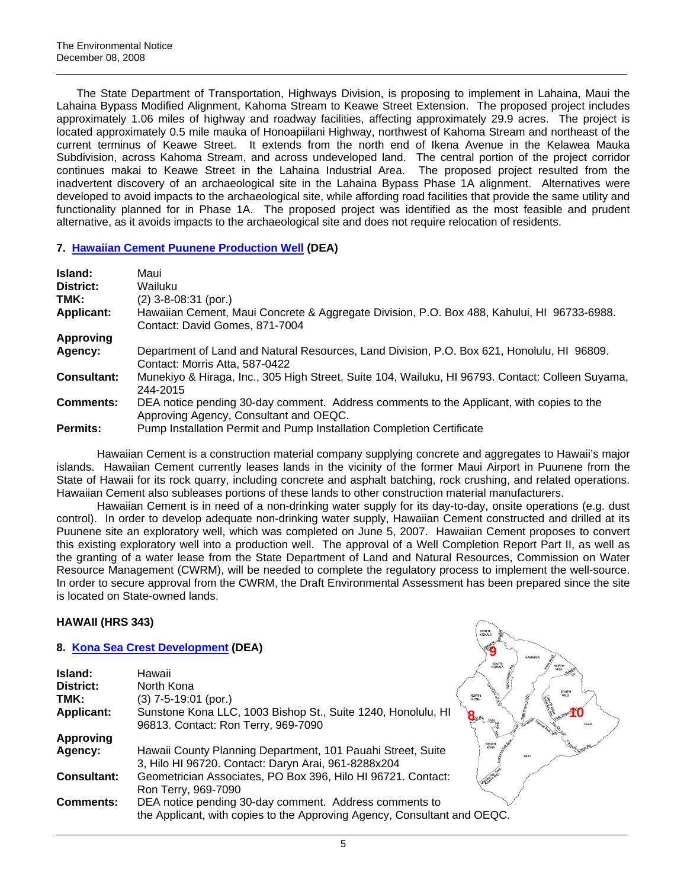The State Department of Transportation, Highways Division, is proposing to implement in Lahaina, Maui the Lahaina Bypass Modified Alignment, Kahoma Stream to Keawe Street Extension. The proposed project includes approximately 1.06 miles of highway and roadway facilities, affecting approximately 29.9 acres. The project is located approximately 0.5 mile mauka of Honoapiilani Highway, northwest of Kahoma Stream and northeast of the current terminus of Keawe Street. It extends from the north end of Ikena Avenue in the Kelawea Mauka Subdivision, across Kahoma Stream, and across undeveloped land. The central portion of the project corridor continues makai to Keawe Street in the Lahaina Industrial Area. The proposed project resulted from the inadvertent discovery of an archaeological site in the Lahaina Bypass Phase 1A alignment. Alternatives were developed to avoid impacts to the archaeological site, while affording road facilities that provide the same utility and functionality planned for in Phase 1A. The proposed project was identified as the most feasible and prudent alternative, as it avoids impacts to the archaeological site and does not require relocation of residents.

### 7. Hawaiian Cement Puunene Production Well (DEA)

| | |
|---|---|
| **Island:** | Maui |
| **District:** | Wailuku |
| **TMK:** | (2) 3-8-08:31 (por.) |
| **Applicant:** | Hawaiian Cement, Maui Concrete & Aggregate Division, P.O. Box 488, Kahului, HI 96733-6988. Contact: David Gomes, 871-7004 |
| **Approving Agency:** | Department of Land and Natural Resources, Land Division, P.O. Box 621, Honolulu, HI 96809. Contact: Morris Atta, 587-0422 |
| **Consultant:** | Munekiyo & Hiraga, Inc., 305 High Street, Suite 104, Wailuku, HI 96793. Contact: Colleen Suyama, 244-2015 |
| **Comments:** | DEA notice pending 30-day comment. Address comments to the Applicant, with copies to the Approving Agency, Consultant and OEQC. |
| **Permits:** | Pump Installation Permit and Pump Installation Completion Certificate |

Hawaiian Cement is a construction material company supplying concrete and aggregates to Hawaii's major islands. Hawaiian Cement currently leases lands in the vicinity of the former Maui Airport in Puunene from the State of Hawaii for its rock quarry, including concrete and asphalt batching, rock crushing, and related operations. Hawaiian Cement also subleases portions of these lands to other construction material manufacturers.

Hawaiian Cement is in need of a non-drinking water supply for its day-to-day, onsite operations (e.g. dust control). In order to develop adequate non-drinking water supply, Hawaiian Cement constructed and drilled at its Puunene site an exploratory well, which was completed on June 5, 2007. Hawaiian Cement proposes to convert this existing exploratory well into a production well. The approval of a Well Completion Report Part II, as well as the granting of a water lease from the State Department of Land and Natural Resources, Commission on Water Resource Management (CWRM), will be needed to complete the regulatory process to implement the well-source. In order to secure approval from the CWRM, the Draft Environmental Assessment has been prepared since the site is located on State-owned lands.

## HAWAII (HRS 343)

### 8. Kona Sea Crest Development (DEA)

| | |
|---|---|
| **Island:** | Hawaii |
| **District:** | North Kona |
| **TMK:** | (3) 7-5-19:01 (por.) |
| **Applicant:** | Sunstone Kona LLC, 1003 Bishop St., Suite 1240, Honolulu, HI 96813. Contact: Ron Terry, 969-7090 |
| **Approving Agency:** | Hawaii County Planning Department, 101 Pauahi Street, Suite 3, Hilo HI 96720. Contact: Daryn Arai, 961-8288x204 |
| **Consultant:** | Geometrician Associates, PO Box 396, Hilo HI 96721. Contact: Ron Terry, 969-7090 |
| **Comments:** | DEA notice pending 30-day comment. Address comments to the Applicant, with copies to the Approving Agency, Consultant and OEQC. |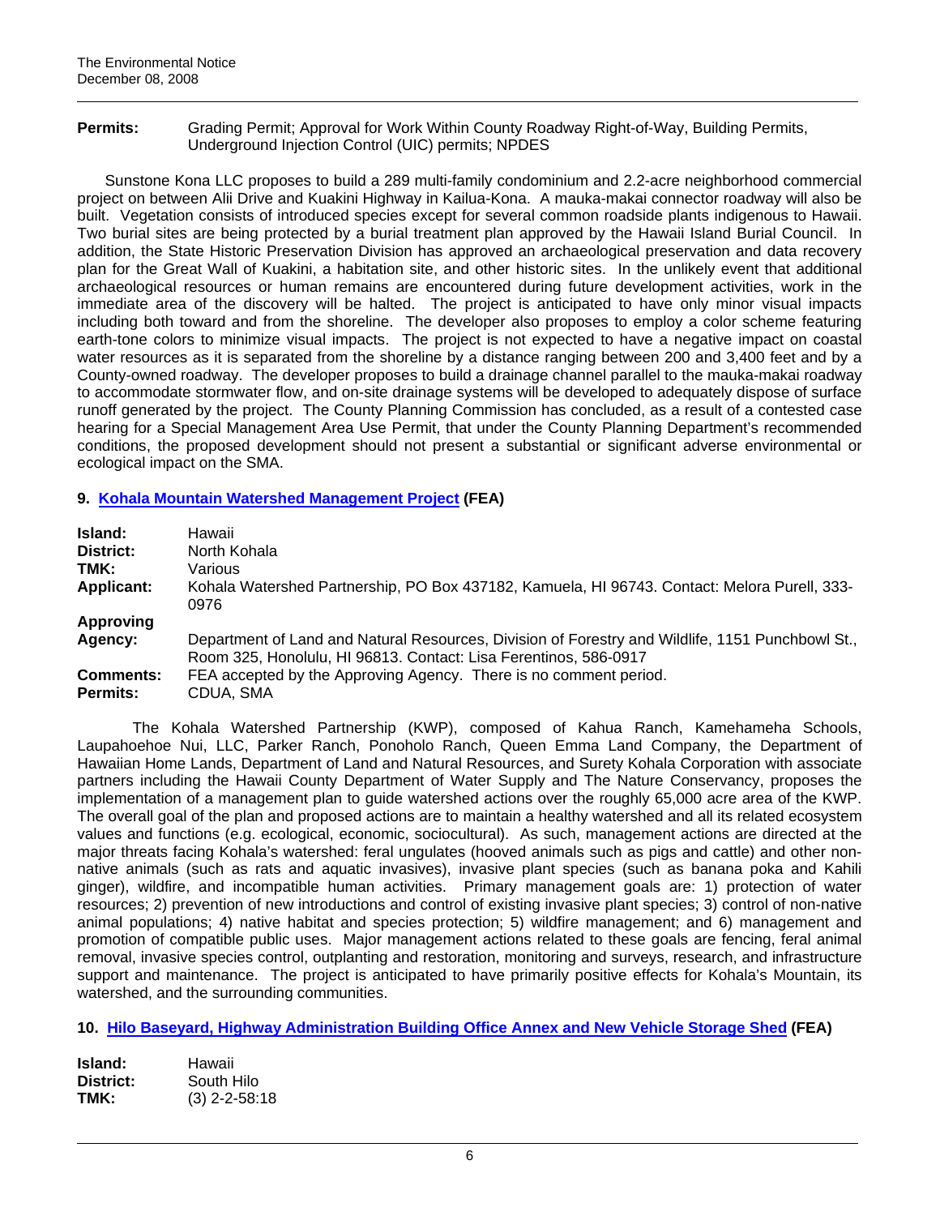**Permits:** Grading Permit; Approval for Work Within County Roadway Right-of-Way, Building Permits, Underground Injection Control (UIC) permits; NPDES

Sunstone Kona LLC proposes to build a 289 multi-family condominium and 2.2-acre neighborhood commercial project on between Alii Drive and Kuakini Highway in Kailua-Kona. A mauka-makai connector roadway will also be built. Vegetation consists of introduced species except for several common roadside plants indigenous to Hawaii. Two burial sites are being protected by a burial treatment plan approved by the Hawaii Island Burial Council. In addition, the State Historic Preservation Division has approved an archaeological preservation and data recovery plan for the Great Wall of Kuakini, a habitation site, and other historic sites. In the unlikely event that additional archaeological resources or human remains are encountered during future development activities, work in the immediate area of the discovery will be halted. The project is anticipated to have only minor visual impacts including both toward and from the shoreline. The developer also proposes to employ a color scheme featuring earth-tone colors to minimize visual impacts. The project is not expected to have a negative impact on coastal water resources as it is separated from the shoreline by a distance ranging between 200 and 3,400 feet and by a County-owned roadway. The developer proposes to build a drainage channel parallel to the mauka-makai roadway to accommodate stormwater flow, and on-site drainage systems will be developed to adequately dispose of surface runoff generated by the project. The County Planning Commission has concluded, as a result of a contested case hearing for a Special Management Area Use Permit, that under the County Planning Department's recommended conditions, the proposed development should not present a substantial or significant adverse environmental or ecological impact on the SMA.

## 9. Kohala Mountain Watershed Management Project (FEA)

**Island:** Hawaii
**District:** North Kohala
**TMK:** Various
**Applicant:** Kohala Watershed Partnership, PO Box 437182, Kamuela, HI 96743. Contact: Melora Purell, 333-0976
**Approving Agency:** Department of Land and Natural Resources, Division of Forestry and Wildlife, 1151 Punchbowl St., Room 325, Honolulu, HI 96813. Contact: Lisa Ferentinos, 586-0917
**Comments:** FEA accepted by the Approving Agency. There is no comment period.
**Permits:** CDUA, SMA

The Kohala Watershed Partnership (KWP), composed of Kahua Ranch, Kamehameha Schools, Laupahoehoe Nui, LLC, Parker Ranch, Ponoholo Ranch, Queen Emma Land Company, the Department of Hawaiian Home Lands, Department of Land and Natural Resources, and Surety Kohala Corporation with associate partners including the Hawaii County Department of Water Supply and The Nature Conservancy, proposes the implementation of a management plan to guide watershed actions over the roughly 65,000 acre area of the KWP. The overall goal of the plan and proposed actions are to maintain a healthy watershed and all its related ecosystem values and functions (e.g. ecological, economic, sociocultural). As such, management actions are directed at the major threats facing Kohala's watershed: feral ungulates (hooved animals such as pigs and cattle) and other non-native animals (such as rats and aquatic invasives), invasive plant species (such as banana poka and Kahili ginger), wildfire, and incompatible human activities. Primary management goals are: 1) protection of water resources; 2) prevention of new introductions and control of existing invasive plant species; 3) control of non-native animal populations; 4) native habitat and species protection; 5) wildfire management; and 6) management and promotion of compatible public uses. Major management actions related to these goals are fencing, feral animal removal, invasive species control, outplanting and restoration, monitoring and surveys, research, and infrastructure support and maintenance. The project is anticipated to have primarily positive effects for Kohala's Mountain, its watershed, and the surrounding communities.

## 10. Hilo Baseyard, Highway Administration Building Office Annex and New Vehicle Storage Shed (FEA)

**Island:** Hawaii
**District:** South Hilo
**TMK:** (3) 2-2-58:18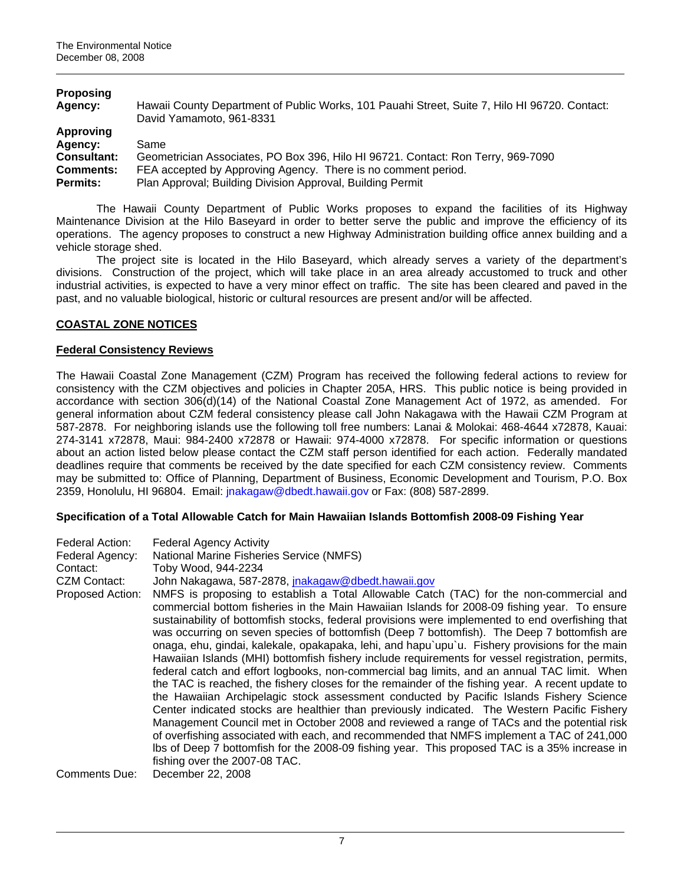**Proposing Agency:** Hawaii County Department of Public Works, 101 Pauahi Street, Suite 7, Hilo HI 96720. Contact: David Yamamoto, 961-8331

**Approving Agency:** Same

**Consultant:** Geometrician Associates, PO Box 396, Hilo HI 96721. Contact: Ron Terry, 969-7090

**Comments:** FEA accepted by Approving Agency. There is no comment period.

**Permits:** Plan Approval; Building Division Approval, Building Permit

The Hawaii County Department of Public Works proposes to expand the facilities of its Highway Maintenance Division at the Hilo Baseyard in order to better serve the public and improve the efficiency of its operations. The agency proposes to construct a new Highway Administration building office annex building and a vehicle storage shed.

The project site is located in the Hilo Baseyard, which already serves a variety of the department's divisions. Construction of the project, which will take place in an area already accustomed to truck and other industrial activities, is expected to have a very minor effect on traffic. The site has been cleared and paved in the past, and no valuable biological, historic or cultural resources are present and/or will be affected.

## COASTAL ZONE NOTICES

### Federal Consistency Reviews

The Hawaii Coastal Zone Management (CZM) Program has received the following federal actions to review for consistency with the CZM objectives and policies in Chapter 205A, HRS. This public notice is being provided in accordance with section 306(d)(14) of the National Coastal Zone Management Act of 1972, as amended. For general information about CZM federal consistency please call John Nakagawa with the Hawaii CZM Program at 587-2878. For neighboring islands use the following toll free numbers: Lanai & Molokai: 468-4644 x72878, Kauai: 274-3141 x72878, Maui: 984-2400 x72878 or Hawaii: 974-4000 x72878. For specific information or questions about an action listed below please contact the CZM staff person identified for each action. Federally mandated deadlines require that comments be received by the date specified for each CZM consistency review. Comments may be submitted to: Office of Planning, Department of Business, Economic Development and Tourism, P.O. Box 2359, Honolulu, HI 96804. Email: jnakagaw@dbedt.hawaii.gov or Fax: (808) 587-2899.

#### Specification of a Total Allowable Catch for Main Hawaiian Islands Bottomfish 2008-09 Fishing Year

Federal Action: Federal Agency Activity

Federal Agency: National Marine Fisheries Service (NMFS)

Contact: Toby Wood, 944-2234

CZM Contact: John Nakagawa, 587-2878, jnakagaw@dbedt.hawaii.gov

Proposed Action: NMFS is proposing to establish a Total Allowable Catch (TAC) for the non-commercial and commercial bottom fisheries in the Main Hawaiian Islands for 2008-09 fishing year. To ensure sustainability of bottomfish stocks, federal provisions were implemented to end overfishing that was occurring on seven species of bottomfish (Deep 7 bottomfish). The Deep 7 bottomfish are onaga, ehu, gindai, kalekale, opakapaka, lehi, and hapu`upu`u. Fishery provisions for the main Hawaiian Islands (MHI) bottomfish fishery include requirements for vessel registration, permits, federal catch and effort logbooks, non-commercial bag limits, and an annual TAC limit. When the TAC is reached, the fishery closes for the remainder of the fishing year. A recent update to the Hawaiian Archipelagic stock assessment conducted by Pacific Islands Fishery Science Center indicated stocks are healthier than previously indicated. The Western Pacific Fishery Management Council met in October 2008 and reviewed a range of TACs and the potential risk of overfishing associated with each, and recommended that NMFS implement a TAC of 241,000 lbs of Deep 7 bottomfish for the 2008-09 fishing year. This proposed TAC is a 35% increase in fishing over the 2007-08 TAC.

Comments Due: December 22, 2008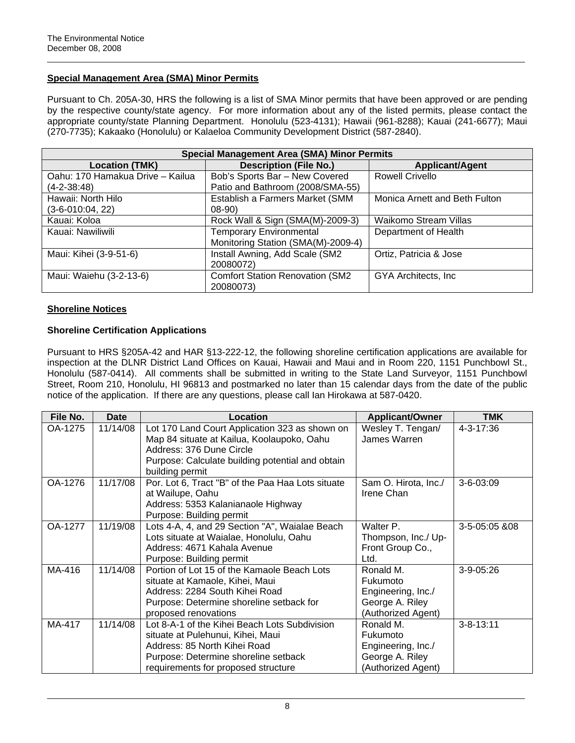## Special Management Area (SMA) Minor Permits

Pursuant to Ch. 205A-30, HRS the following is a list of SMA Minor permits that have been approved or are pending by the respective county/state agency. For more information about any of the listed permits, please contact the appropriate county/state Planning Department. Honolulu (523-4131); Hawaii (961-8288); Kauai (241-6677); Maui (270-7735); Kakaako (Honolulu) or Kalaeloa Community Development District (587-2840).

| Special Management Area (SMA) Minor Permits | | |
|---|---|---|
| **Location (TMK)** | **Description (File No.)** | **Applicant/Agent** |
| Oahu: 170 Hamakua Drive – Kailua (4-2-38:48) | Bob's Sports Bar – New Covered Patio and Bathroom (2008/SMA-55) | Rowell Crivello |
| Hawaii: North Hilo (3-6-010:04, 22) | Establish a Farmers Market (SMM 08-90) | Monica Arnett and Beth Fulton |
| Kauai: Koloa | Rock Wall & Sign (SMA(M)-2009-3) | Waikomo Stream Villas |
| Kauai: Nawiliwili | Temporary Environmental Monitoring Station (SMA(M)-2009-4) | Department of Health |
| Maui: Kihei (3-9-51-6) | Install Awning, Add Scale (SM2 20080072) | Ortiz, Patricia & Jose |
| Maui: Waiehu (3-2-13-6) | Comfort Station Renovation (SM2 20080073) | GYA Architects, Inc |

## Shoreline Notices

### Shoreline Certification Applications

Pursuant to HRS §205A-42 and HAR §13-222-12, the following shoreline certification applications are available for inspection at the DLNR District Land Offices on Kauai, Hawaii and Maui and in Room 220, 1151 Punchbowl St., Honolulu (587-0414). All comments shall be submitted in writing to the State Land Surveyor, 1151 Punchbowl Street, Room 210, Honolulu, HI 96813 and postmarked no later than 15 calendar days from the date of the public notice of the application. If there are any questions, please call Ian Hirokawa at 587-0420.

| File No. | Date | Location | Applicant/Owner | TMK |
|---|---|---|---|---|
| OA-1275 | 11/14/08 | Lot 170 Land Court Application 323 as shown on Map 84 situate at Kailua, Koolaupoko, Oahu<br>Address: 376 Dune Circle<br>Purpose: Calculate building potential and obtain building permit | Wesley T. Tengan/ James Warren | 4-3-17:36 |
| OA-1276 | 11/17/08 | Por. Lot 6, Tract "B" of the Paa Haa Lots situate at Wailupe, Oahu<br>Address: 5353 Kalanianaole Highway<br>Purpose: Building permit | Sam O. Hirota, Inc./ Irene Chan | 3-6-03:09 |
| OA-1277 | 11/19/08 | Lots 4-A, 4, and 29 Section "A", Waialae Beach Lots situate at Waialae, Honolulu, Oahu<br>Address: 4671 Kahala Avenue<br>Purpose: Building permit | Walter P. Thompson, Inc./ Up-Front Group Co., Ltd. | 3-5-05:05 &08 |
| MA-416 | 11/14/08 | Portion of Lot 15 of the Kamaole Beach Lots situate at Kamaole, Kihei, Maui<br>Address: 2284 South Kihei Road<br>Purpose: Determine shoreline setback for proposed renovations | Ronald M. Fukumoto Engineering, Inc./ George A. Riley (Authorized Agent) | 3-9-05:26 |
| MA-417 | 11/14/08 | Lot 8-A-1 of the Kihei Beach Lots Subdivision situate at Pulehunui, Kihei, Maui<br>Address: 85 North Kihei Road<br>Purpose: Determine shoreline setback requirements for proposed structure | Ronald M. Fukumoto Engineering, Inc./ George A. Riley (Authorized Agent) | 3-8-13:11 |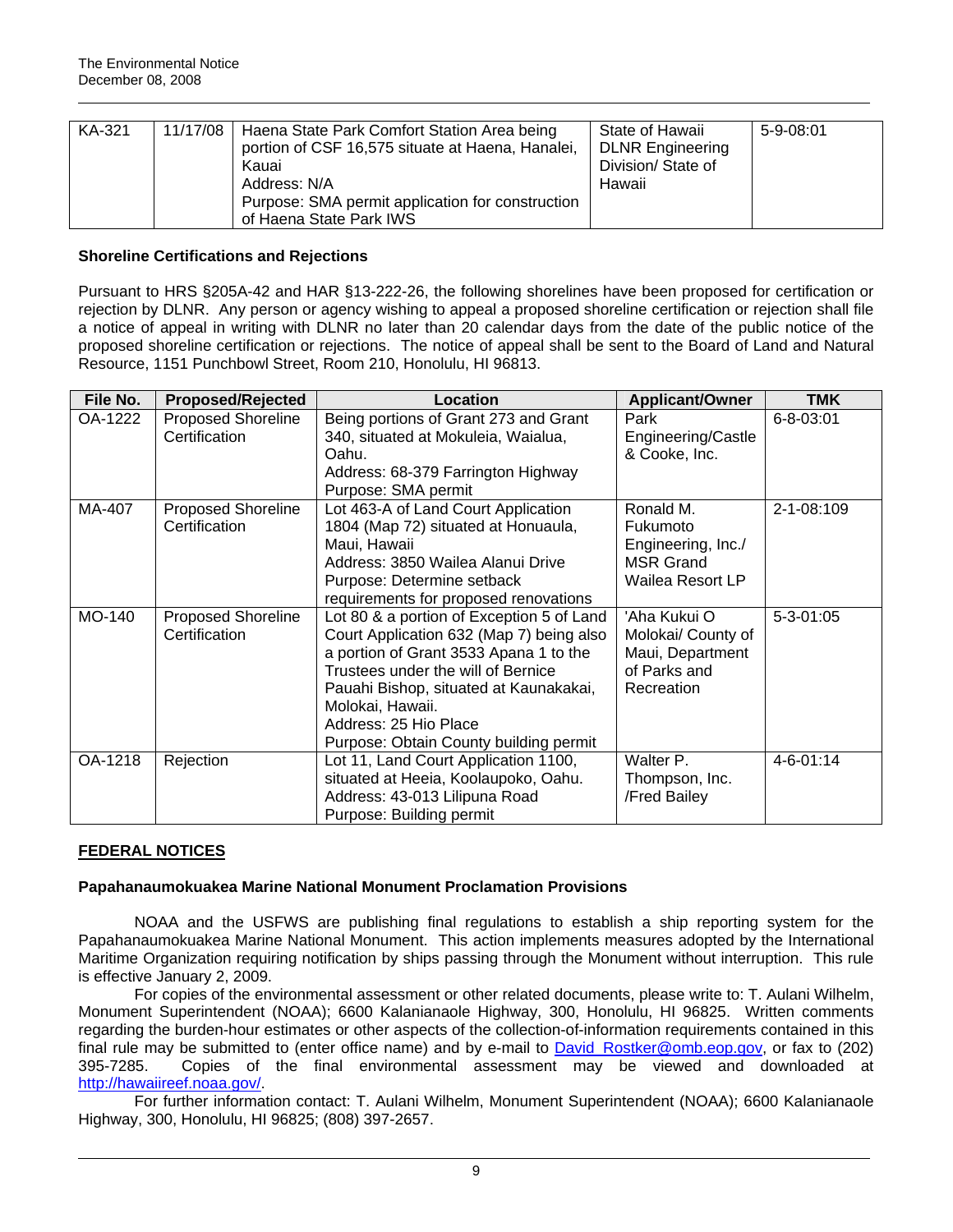| KA-321 | 11/17/08 | Haena State Park Comfort Station Area being portion of CSF 16,575 situate at Haena, Hanalei, Kauai<br>Address: N/A<br>Purpose: SMA permit application for construction of Haena State Park IWS | State of Hawaii DLNR Engineering Division/ State of Hawaii | 5-9-08:01 |
|---|---|---|---|---|

### Shoreline Certifications and Rejections

Pursuant to HRS §205A-42 and HAR §13-222-26, the following shorelines have been proposed for certification or rejection by DLNR. Any person or agency wishing to appeal a proposed shoreline certification or rejection shall file a notice of appeal in writing with DLNR no later than 20 calendar days from the date of the public notice of the proposed shoreline certification or rejections. The notice of appeal shall be sent to the Board of Land and Natural Resource, 1151 Punchbowl Street, Room 210, Honolulu, HI 96813.

| File No. | Proposed/Rejected | Location | Applicant/Owner | TMK |
|---|---|---|---|---|
| OA-1222 | Proposed Shoreline Certification | Being portions of Grant 273 and Grant 340, situated at Mokuleia, Waialua, Oahu.<br>Address: 68-379 Farrington Highway<br>Purpose: SMA permit | Park Engineering/Castle & Cooke, Inc. | 6-8-03:01 |
| MA-407 | Proposed Shoreline Certification | Lot 463-A of Land Court Application 1804 (Map 72) situated at Honuaula, Maui, Hawaii<br>Address: 3850 Wailea Alanui Drive<br>Purpose: Determine setback requirements for proposed renovations | Ronald M. Fukumoto Engineering, Inc./ MSR Grand Wailea Resort LP | 2-1-08:109 |
| MO-140 | Proposed Shoreline Certification | Lot 80 & a portion of Exception 5 of Land Court Application 632 (Map 7) being also a portion of Grant 3533 Apana 1 to the Trustees under the will of Bernice Pauahi Bishop, situated at Kaunakakai, Molokai, Hawaii.<br>Address: 25 Hio Place<br>Purpose: Obtain County building permit | 'Aha Kukui O Molokai/ County of Maui, Department of Parks and Recreation | 5-3-01:05 |
| OA-1218 | Rejection | Lot 11, Land Court Application 1100, situated at Heeia, Koolaupoko, Oahu.<br>Address: 43-013 Lilipuna Road<br>Purpose: Building permit | Walter P. Thompson, Inc. /Fred Bailey | 4-6-01:14 |

## FEDERAL NOTICES

### Papahanaumokuakea Marine National Monument Proclamation Provisions

NOAA and the USFWS are publishing final regulations to establish a ship reporting system for the Papahanaumokuakea Marine National Monument. This action implements measures adopted by the International Maritime Organization requiring notification by ships passing through the Monument without interruption. This rule is effective January 2, 2009.

For copies of the environmental assessment or other related documents, please write to: T. Aulani Wilhelm, Monument Superintendent (NOAA); 6600 Kalanianaole Highway, 300, Honolulu, HI 96825. Written comments regarding the burden-hour estimates or other aspects of the collection-of-information requirements contained in this final rule may be submitted to (enter office name) and by e-mail to David_Rostker@omb.eop.gov, or fax to (202) 395-7285. Copies of the final environmental assessment may be viewed and downloaded at http://hawaiireef.noaa.gov/.

For further information contact: T. Aulani Wilhelm, Monument Superintendent (NOAA); 6600 Kalanianaole Highway, 300, Honolulu, HI 96825; (808) 397-2657.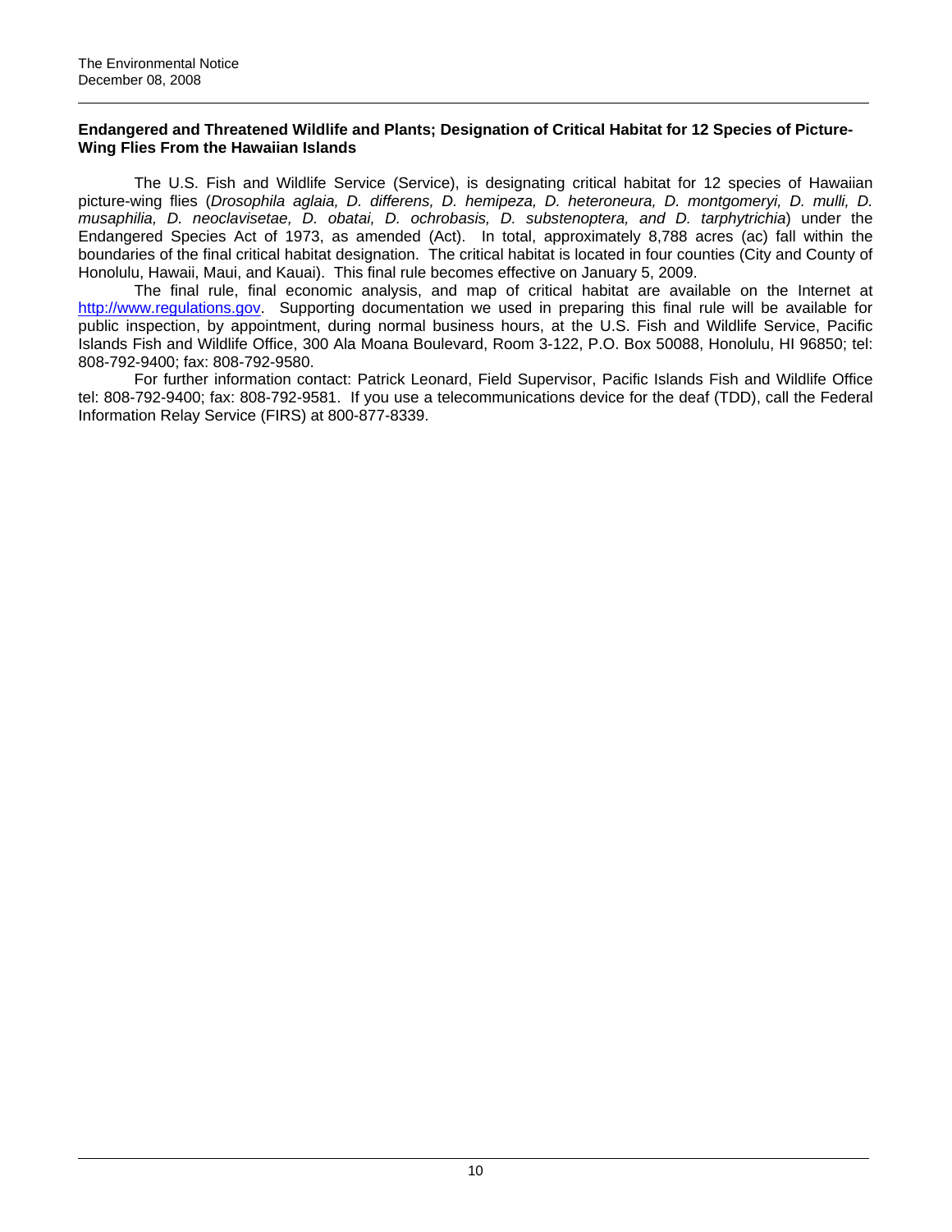**Endangered and Threatened Wildlife and Plants; Designation of Critical Habitat for 12 Species of Picture-Wing Flies From the Hawaiian Islands**

The U.S. Fish and Wildlife Service (Service), is designating critical habitat for 12 species of Hawaiian picture-wing flies (*Drosophila aglaia, D. differens, D. hemipeza, D. heteroneura, D. montgomeryi, D. mulli, D. musaphilia, D. neoclavisetae, D. obatai, D. ochrobasis, D. substenoptera, and D. tarphytrichia*) under the Endangered Species Act of 1973, as amended (Act). In total, approximately 8,788 acres (ac) fall within the boundaries of the final critical habitat designation. The critical habitat is located in four counties (City and County of Honolulu, Hawaii, Maui, and Kauai). This final rule becomes effective on January 5, 2009.

The final rule, final economic analysis, and map of critical habitat are available on the Internet at http://www.regulations.gov. Supporting documentation we used in preparing this final rule will be available for public inspection, by appointment, during normal business hours, at the U.S. Fish and Wildlife Service, Pacific Islands Fish and Wildlife Office, 300 Ala Moana Boulevard, Room 3-122, P.O. Box 50088, Honolulu, HI 96850; tel: 808-792-9400; fax: 808-792-9580.

For further information contact: Patrick Leonard, Field Supervisor, Pacific Islands Fish and Wildlife Office tel: 808-792-9400; fax: 808-792-9581. If you use a telecommunications device for the deaf (TDD), call the Federal Information Relay Service (FIRS) at 800-877-8339.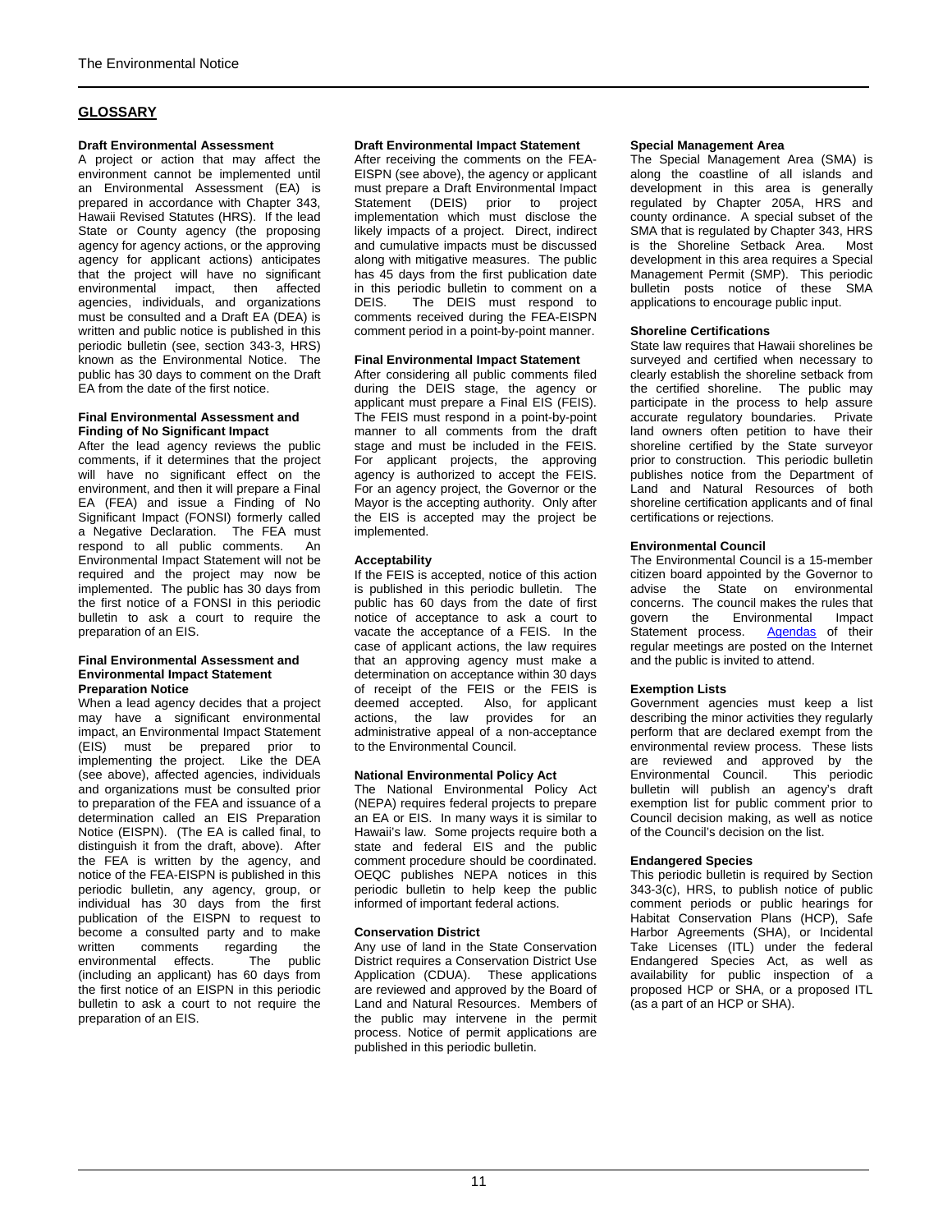## GLOSSARY

### Draft Environmental Assessment

A project or action that may affect the environment cannot be implemented until an Environmental Assessment (EA) is prepared in accordance with Chapter 343, Hawaii Revised Statutes (HRS). If the lead State or County agency (the proposing agency for agency actions, or the approving agency for applicant actions) anticipates that the project will have no significant environmental impact, then affected agencies, individuals, and organizations must be consulted and a Draft EA (DEA) is written and public notice is published in this periodic bulletin (see, section 343-3, HRS) known as the Environmental Notice. The public has 30 days to comment on the Draft EA from the date of the first notice.

### Final Environmental Assessment and Finding of No Significant Impact

After the lead agency reviews the public comments, if it determines that the project will have no significant effect on the environment, and then it will prepare a Final EA (FEA) and issue a Finding of No Significant Impact (FONSI) formerly called a Negative Declaration. The FEA must respond to all public comments. An Environmental Impact Statement will not be required and the project may now be implemented. The public has 30 days from the first notice of a FONSI in this periodic bulletin to ask a court to require the preparation of an EIS.

### Final Environmental Assessment and Environmental Impact Statement Preparation Notice

When a lead agency decides that a project may have a significant environmental impact, an Environmental Impact Statement (EIS) must be prepared prior to implementing the project. Like the DEA (see above), affected agencies, individuals and organizations must be consulted prior to preparation of the FEA and issuance of a determination called an EIS Preparation Notice (EISPN). (The EA is called final, to distinguish it from the draft, above). After the FEA is written by the agency, and notice of the FEA-EISPN is published in this periodic bulletin, any agency, group, or individual has 30 days from the first publication of the EISPN to request to become a consulted party and to make written comments regarding the environmental effects. The public (including an applicant) has 60 days from the first notice of an EISPN in this periodic bulletin to ask a court to not require the preparation of an EIS.

### Draft Environmental Impact Statement

After receiving the comments on the FEA-EISPN (see above), the agency or applicant must prepare a Draft Environmental Impact Statement (DEIS) prior to project implementation which must disclose the likely impacts of a project. Direct, indirect and cumulative impacts must be discussed along with mitigative measures. The public has 45 days from the first publication date in this periodic bulletin to comment on a DEIS. The DEIS must respond to comments received during the FEA-EISPN comment period in a point-by-point manner.

### Final Environmental Impact Statement

After considering all public comments filed during the DEIS stage, the agency or applicant must prepare a Final EIS (FEIS). The FEIS must respond in a point-by-point manner to all comments from the draft stage and must be included in the FEIS. For applicant projects, the approving agency is authorized to accept the FEIS. For an agency project, the Governor or the Mayor is the accepting authority. Only after the EIS is accepted may the project be implemented.

### Acceptability

If the FEIS is accepted, notice of this action is published in this periodic bulletin. The public has 60 days from the date of first notice of acceptance to ask a court to vacate the acceptance of a FEIS. In the case of applicant actions, the law requires that an approving agency must make a determination on acceptance within 30 days of receipt of the FEIS or the FEIS is deemed accepted. Also, for applicant actions, the law provides for an administrative appeal of a non-acceptance to the Environmental Council.

### National Environmental Policy Act

The National Environmental Policy Act (NEPA) requires federal projects to prepare an EA or EIS. In many ways it is similar to Hawaii's law. Some projects require both a state and federal EIS and the public comment procedure should be coordinated. OEQC publishes NEPA notices in this periodic bulletin to help keep the public informed of important federal actions.

### Conservation District

Any use of land in the State Conservation District requires a Conservation District Use Application (CDUA). These applications are reviewed and approved by the Board of Land and Natural Resources. Members of the public may intervene in the permit process. Notice of permit applications are published in this periodic bulletin.

### Special Management Area

The Special Management Area (SMA) is along the coastline of all islands and development in this area is generally regulated by Chapter 205A, HRS and county ordinance. A special subset of the SMA that is regulated by Chapter 343, HRS is the Shoreline Setback Area. Most development in this area requires a Special Management Permit (SMP). This periodic bulletin posts notice of these SMA applications to encourage public input.

### Shoreline Certifications

State law requires that Hawaii shorelines be surveyed and certified when necessary to clearly establish the shoreline setback from the certified shoreline. The public may participate in the process to help assure accurate regulatory boundaries. Private land owners often petition to have their shoreline certified by the State surveyor prior to construction. This periodic bulletin publishes notice from the Department of Land and Natural Resources of both shoreline certification applicants and of final certifications or rejections.

### Environmental Council

The Environmental Council is a 15-member citizen board appointed by the Governor to advise the State on environmental concerns. The council makes the rules that govern the Environmental Impact Statement process. Agendas of their regular meetings are posted on the Internet and the public is invited to attend.

### Exemption Lists

Government agencies must keep a list describing the minor activities they regularly perform that are declared exempt from the environmental review process. These lists are reviewed and approved by the Environmental Council. This periodic bulletin will publish an agency's draft exemption list for public comment prior to Council decision making, as well as notice of the Council's decision on the list.

### Endangered Species

This periodic bulletin is required by Section 343-3(c), HRS, to publish notice of public comment periods or public hearings for Habitat Conservation Plans (HCP), Safe Harbor Agreements (SHA), or Incidental Take Licenses (ITL) under the federal Endangered Species Act, as well as availability for public inspection of a proposed HCP or SHA, or a proposed ITL (as a part of an HCP or SHA).